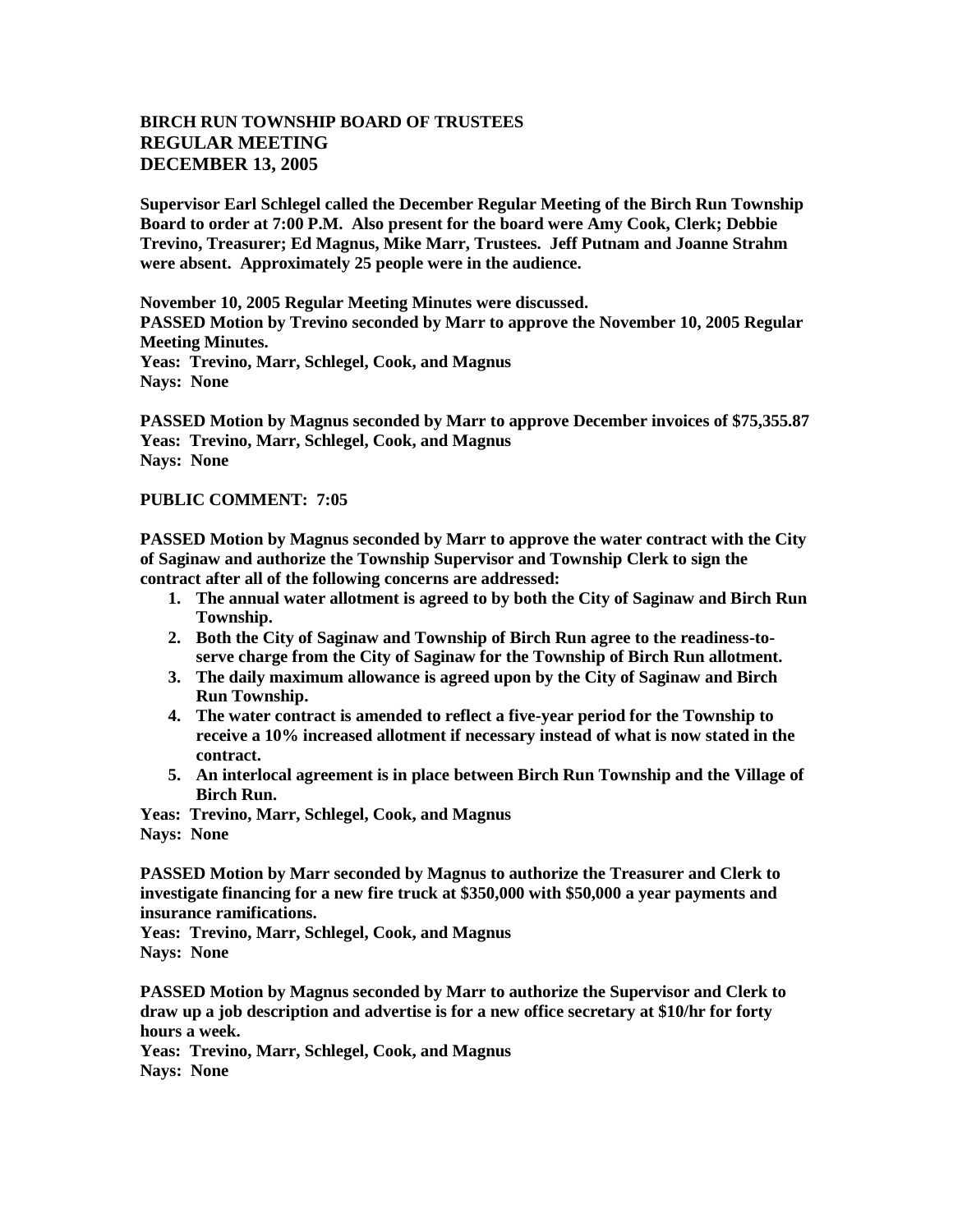**BIRCH RUN TOWNSHIP BOARD OF TRUSTEES**
**REGULAR MEETING**
**DECEMBER 13, 2005**

**Supervisor Earl Schlegel called the December Regular Meeting of the Birch Run Township Board to order at 7:00 P.M. Also present for the board were Amy Cook, Clerk; Debbie Trevino, Treasurer; Ed Magnus, Mike Marr, Trustees. Jeff Putnam and Joanne Strahm were absent. Approximately 25 people were in the audience.**

**November 10, 2005 Regular Meeting Minutes were discussed.**
**PASSED Motion by Trevino seconded by Marr to approve the November 10, 2005 Regular Meeting Minutes.**
**Yeas: Trevino, Marr, Schlegel, Cook, and Magnus**
**Nays: None**

**PASSED Motion by Magnus seconded by Marr to approve December invoices of $75,355.87**
**Yeas: Trevino, Marr, Schlegel, Cook, and Magnus**
**Nays: None**

**PUBLIC COMMENT: 7:05**

**PASSED Motion by Magnus seconded by Marr to approve the water contract with the City of Saginaw and authorize the Township Supervisor and Township Clerk to sign the contract after all of the following concerns are addressed:**

1. **The annual water allotment is agreed to by both the City of Saginaw and Birch Run Township.**
2. **Both the City of Saginaw and Township of Birch Run agree to the readiness-to-serve charge from the City of Saginaw for the Township of Birch Run allotment.**
3. **The daily maximum allowance is agreed upon by the City of Saginaw and Birch Run Township.**
4. **The water contract is amended to reflect a five-year period for the Township to receive a 10% increased allotment if necessary instead of what is now stated in the contract.**
5. **An interlocal agreement is in place between Birch Run Township and the Village of Birch Run.**

**Yeas: Trevino, Marr, Schlegel, Cook, and Magnus**
**Nays: None**

**PASSED Motion by Marr seconded by Magnus to authorize the Treasurer and Clerk to investigate financing for a new fire truck at $350,000 with $50,000 a year payments and insurance ramifications.**
**Yeas: Trevino, Marr, Schlegel, Cook, and Magnus**
**Nays: None**

**PASSED Motion by Magnus seconded by Marr to authorize the Supervisor and Clerk to draw up a job description and advertise is for a new office secretary at $10/hr for forty hours a week.**
**Yeas: Trevino, Marr, Schlegel, Cook, and Magnus**
**Nays: None**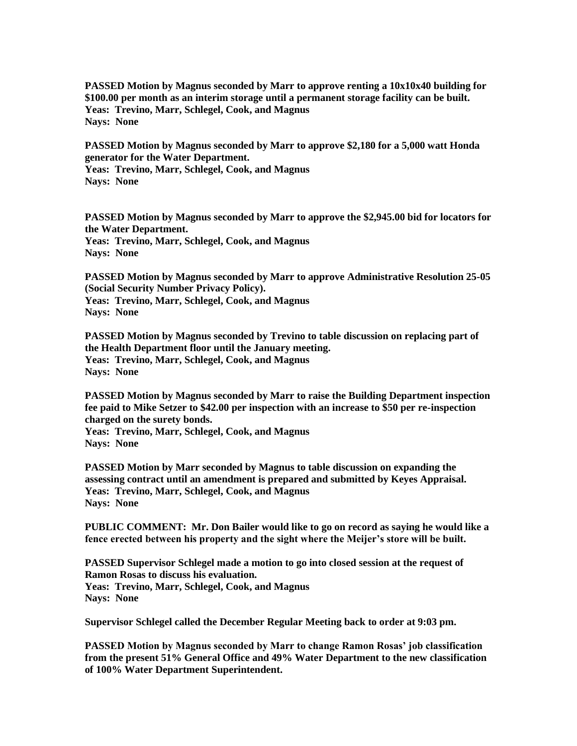**PASSED Motion by Magnus seconded by Marr to approve renting a 10x10x40 building for $100.00 per month as an interim storage until a permanent storage facility can be built.**
**Yeas: Trevino, Marr, Schlegel, Cook, and Magnus**
**Nays: None**

**PASSED Motion by Magnus seconded by Marr to approve $2,180 for a 5,000 watt Honda generator for the Water Department.**
**Yeas: Trevino, Marr, Schlegel, Cook, and Magnus**
**Nays: None**

**PASSED Motion by Magnus seconded by Marr to approve the $2,945.00 bid for locators for the Water Department.**
**Yeas: Trevino, Marr, Schlegel, Cook, and Magnus**
**Nays: None**

**PASSED Motion by Magnus seconded by Marr to approve Administrative Resolution 25-05 (Social Security Number Privacy Policy).**
**Yeas: Trevino, Marr, Schlegel, Cook, and Magnus**
**Nays: None**

**PASSED Motion by Magnus seconded by Trevino to table discussion on replacing part of the Health Department floor until the January meeting.**
**Yeas: Trevino, Marr, Schlegel, Cook, and Magnus**
**Nays: None**

**PASSED Motion by Magnus seconded by Marr to raise the Building Department inspection fee paid to Mike Setzer to $42.00 per inspection with an increase to $50 per re-inspection charged on the surety bonds.**
**Yeas: Trevino, Marr, Schlegel, Cook, and Magnus**
**Nays: None**

**PASSED Motion by Marr seconded by Magnus to table discussion on expanding the assessing contract until an amendment is prepared and submitted by Keyes Appraisal.**
**Yeas: Trevino, Marr, Schlegel, Cook, and Magnus**
**Nays: None**

**PUBLIC COMMENT: Mr. Don Bailer would like to go on record as saying he would like a fence erected between his property and the sight where the Meijer's store will be built.**

**PASSED Supervisor Schlegel made a motion to go into closed session at the request of Ramon Rosas to discuss his evaluation.**
**Yeas: Trevino, Marr, Schlegel, Cook, and Magnus**
**Nays: None**

**Supervisor Schlegel called the December Regular Meeting back to order at 9:03 pm.**

**PASSED Motion by Magnus seconded by Marr to change Ramon Rosas' job classification from the present 51% General Office and 49% Water Department to the new classification of 100% Water Department Superintendent.**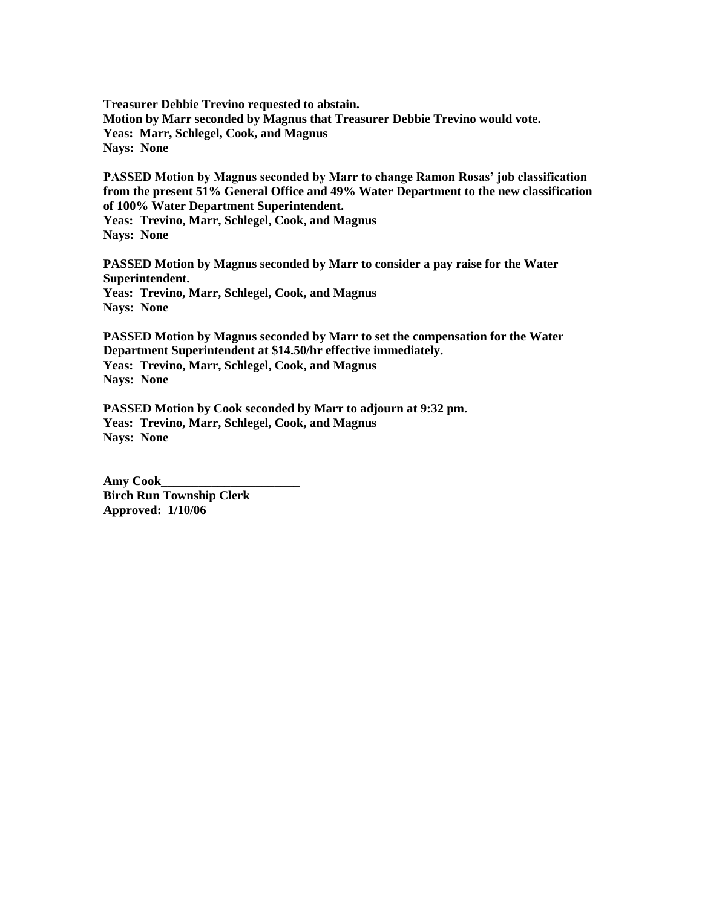**Treasurer Debbie Trevino requested to abstain.**
**Motion by Marr seconded by Magnus that Treasurer Debbie Trevino would vote.**
**Yeas: Marr, Schlegel, Cook, and Magnus**
**Nays: None**

**PASSED Motion by Magnus seconded by Marr to change Ramon Rosas' job classification from the present 51% General Office and 49% Water Department to the new classification of 100% Water Department Superintendent.**
**Yeas: Trevino, Marr, Schlegel, Cook, and Magnus**
**Nays: None**

**PASSED Motion by Magnus seconded by Marr to consider a pay raise for the Water Superintendent.**
**Yeas: Trevino, Marr, Schlegel, Cook, and Magnus**
**Nays: None**

**PASSED Motion by Magnus seconded by Marr to set the compensation for the Water Department Superintendent at $14.50/hr effective immediately.**
**Yeas: Trevino, Marr, Schlegel, Cook, and Magnus**
**Nays: None**

**PASSED Motion by Cook seconded by Marr to adjourn at 9:32 pm.**
**Yeas: Trevino, Marr, Schlegel, Cook, and Magnus**
**Nays: None**

**Amy Cook______________________**
**Birch Run Township Clerk**
**Approved: 1/10/06**